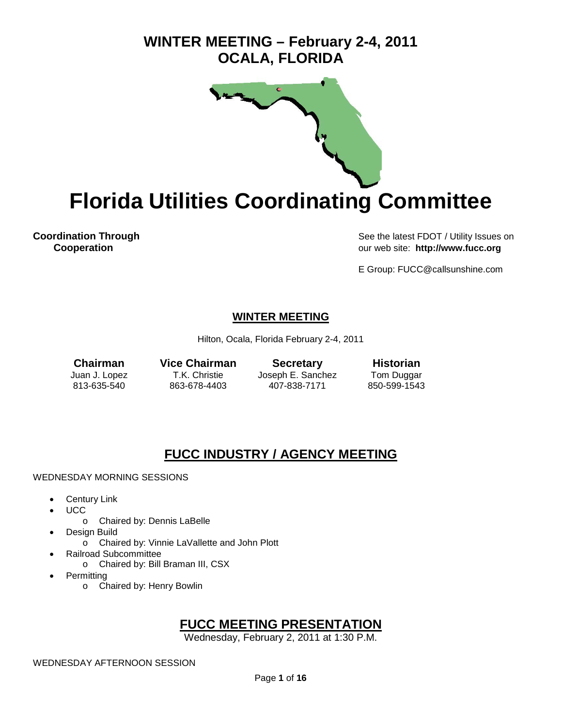# WINTER MEETING – February 2-4, 2011
# OCALA, FLORIDA

# Florida Utilities Coordinating Committee

**Coordination Through Cooperation**

See the latest FDOT / Utility Issues on our web site: **http://www.fucc.org**

E Group: FUCC@callsunshine.com

## WINTER MEETING

Hilton, Ocala, Florida February 2-4, 2011

| **Chairman** | **Vice Chairman** | **Secretary** | **Historian** |
|---|---|---|---|
| Juan J. Lopez | T.K. Christie | Joseph E. Sanchez | Tom Duggar |
| 813-635-540 | 863-678-4403 | 407-838-7171 | 850-599-1543 |

## FUCC INDUSTRY / AGENCY MEETING

WEDNESDAY MORNING SESSIONS

- Century Link
- UCC
  - Chaired by: Dennis LaBelle
- Design Build
  - Chaired by: Vinnie LaVallette and John Plott
- Railroad Subcommittee
  - Chaired by: Bill Braman III, CSX
- Permitting
  - Chaired by: Henry Bowlin

## FUCC MEETING PRESENTATION

Wednesday, February 2, 2011 at 1:30 P.M.

WEDNESDAY AFTERNOON SESSION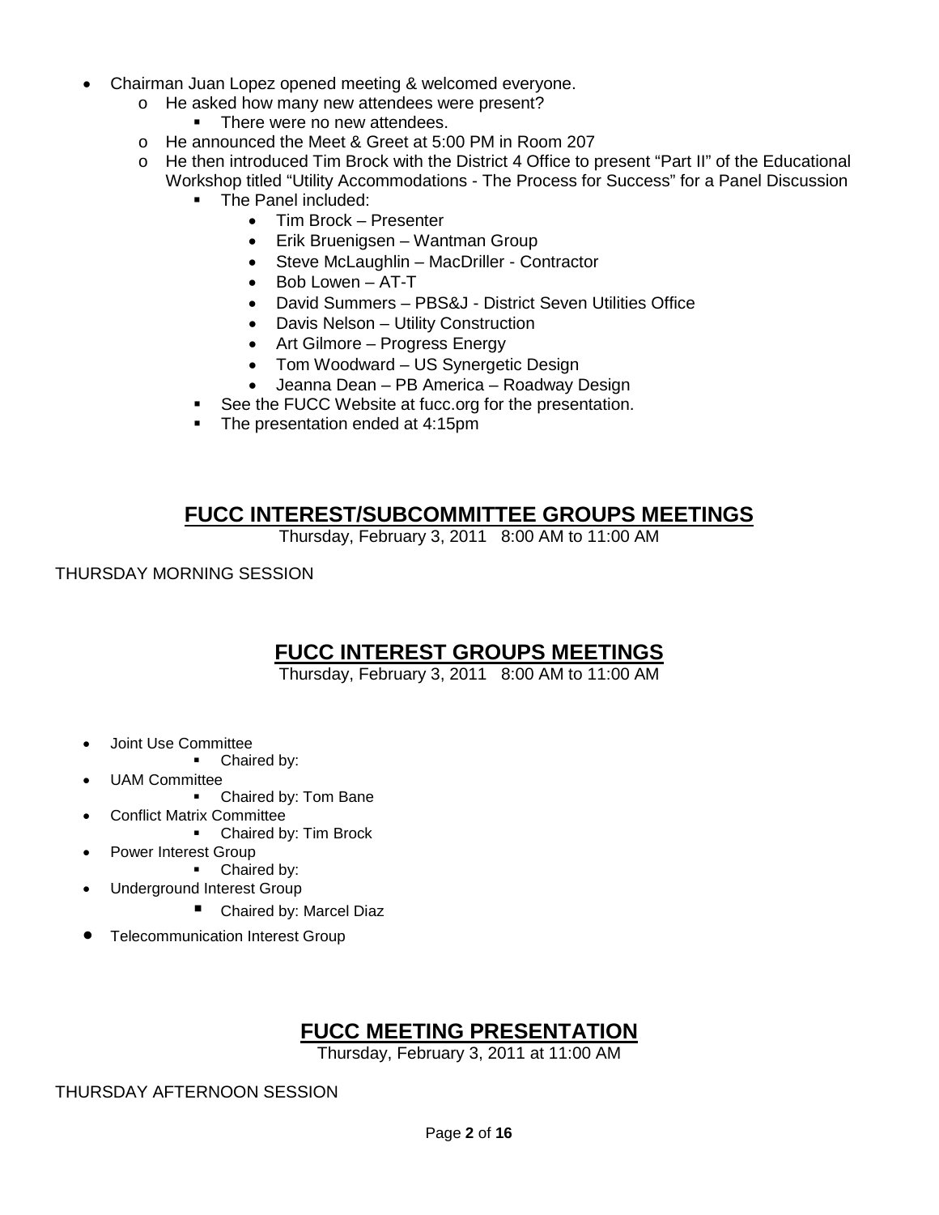- Chairman Juan Lopez opened meeting & welcomed everyone.
  - He asked how many new attendees were present?
    - There were no new attendees.
  - He announced the Meet & Greet at 5:00 PM in Room 207
  - He then introduced Tim Brock with the District 4 Office to present "Part II" of the Educational Workshop titled "Utility Accommodations - The Process for Success" for a Panel Discussion
    - The Panel included:
      - Tim Brock – Presenter
      - Erik Bruenigsen – Wantman Group
      - Steve McLaughlin – MacDriller - Contractor
      - Bob Lowen – AT-T
      - David Summers – PBS&J - District Seven Utilities Office
      - Davis Nelson – Utility Construction
      - Art Gilmore – Progress Energy
      - Tom Woodward – US Synergetic Design
      - Jeanna Dean – PB America – Roadway Design
    - See the FUCC Website at fucc.org for the presentation.
    - The presentation ended at 4:15pm

## FUCC INTEREST/SUBCOMMITTEE GROUPS MEETINGS

Thursday, February 3, 2011 8:00 AM to 11:00 AM

THURSDAY MORNING SESSION

## FUCC INTEREST GROUPS MEETINGS

Thursday, February 3, 2011 8:00 AM to 11:00 AM

- Joint Use Committee
  - Chaired by:
- UAM Committee
  - Chaired by: Tom Bane
- Conflict Matrix Committee
  - Chaired by: Tim Brock
- Power Interest Group
  - Chaired by:
- Underground Interest Group
  - Chaired by: Marcel Diaz
- Telecommunication Interest Group

## FUCC MEETING PRESENTATION

Thursday, February 3, 2011 at 11:00 AM

THURSDAY AFTERNOON SESSION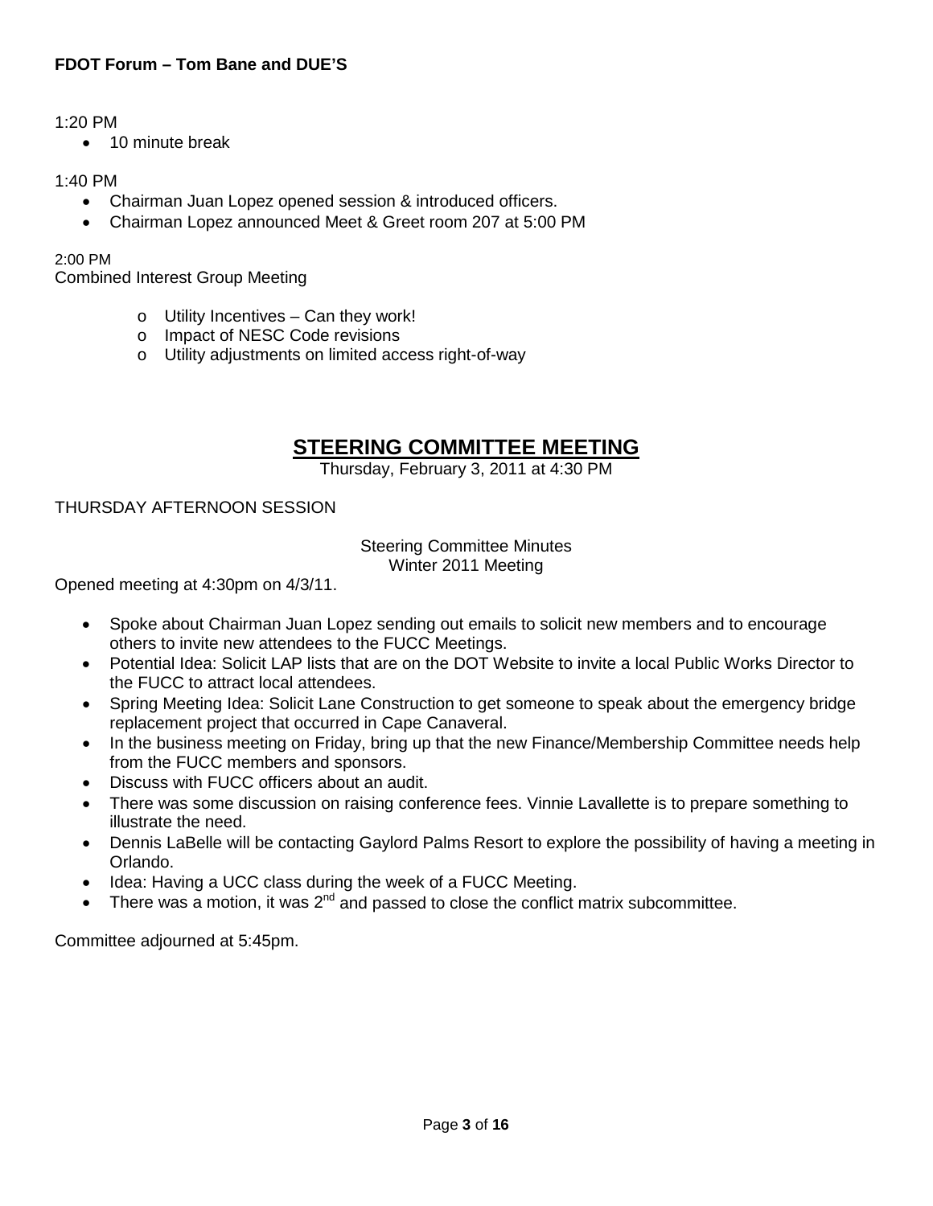**FDOT Forum – Tom Bane and DUE'S**

1:20 PM

- 10 minute break

1:40 PM

- Chairman Juan Lopez opened session & introduced officers.
- Chairman Lopez announced Meet & Greet room 207 at 5:00 PM

2:00 PM

Combined Interest Group Meeting

- o Utility Incentives – Can they work!
- o Impact of NESC Code revisions
- o Utility adjustments on limited access right-of-way

## STEERING COMMITTEE MEETING

Thursday, February 3, 2011 at 4:30 PM

THURSDAY AFTERNOON SESSION

Steering Committee Minutes
Winter 2011 Meeting

Opened meeting at 4:30pm on 4/3/11.

- Spoke about Chairman Juan Lopez sending out emails to solicit new members and to encourage others to invite new attendees to the FUCC Meetings.
- Potential Idea: Solicit LAP lists that are on the DOT Website to invite a local Public Works Director to the FUCC to attract local attendees.
- Spring Meeting Idea: Solicit Lane Construction to get someone to speak about the emergency bridge replacement project that occurred in Cape Canaveral.
- In the business meeting on Friday, bring up that the new Finance/Membership Committee needs help from the FUCC members and sponsors.
- Discuss with FUCC officers about an audit.
- There was some discussion on raising conference fees. Vinnie Lavallette is to prepare something to illustrate the need.
- Dennis LaBelle will be contacting Gaylord Palms Resort to explore the possibility of having a meeting in Orlando.
- Idea: Having a UCC class during the week of a FUCC Meeting.
- There was a motion, it was 2nd and passed to close the conflict matrix subcommittee.

Committee adjourned at 5:45pm.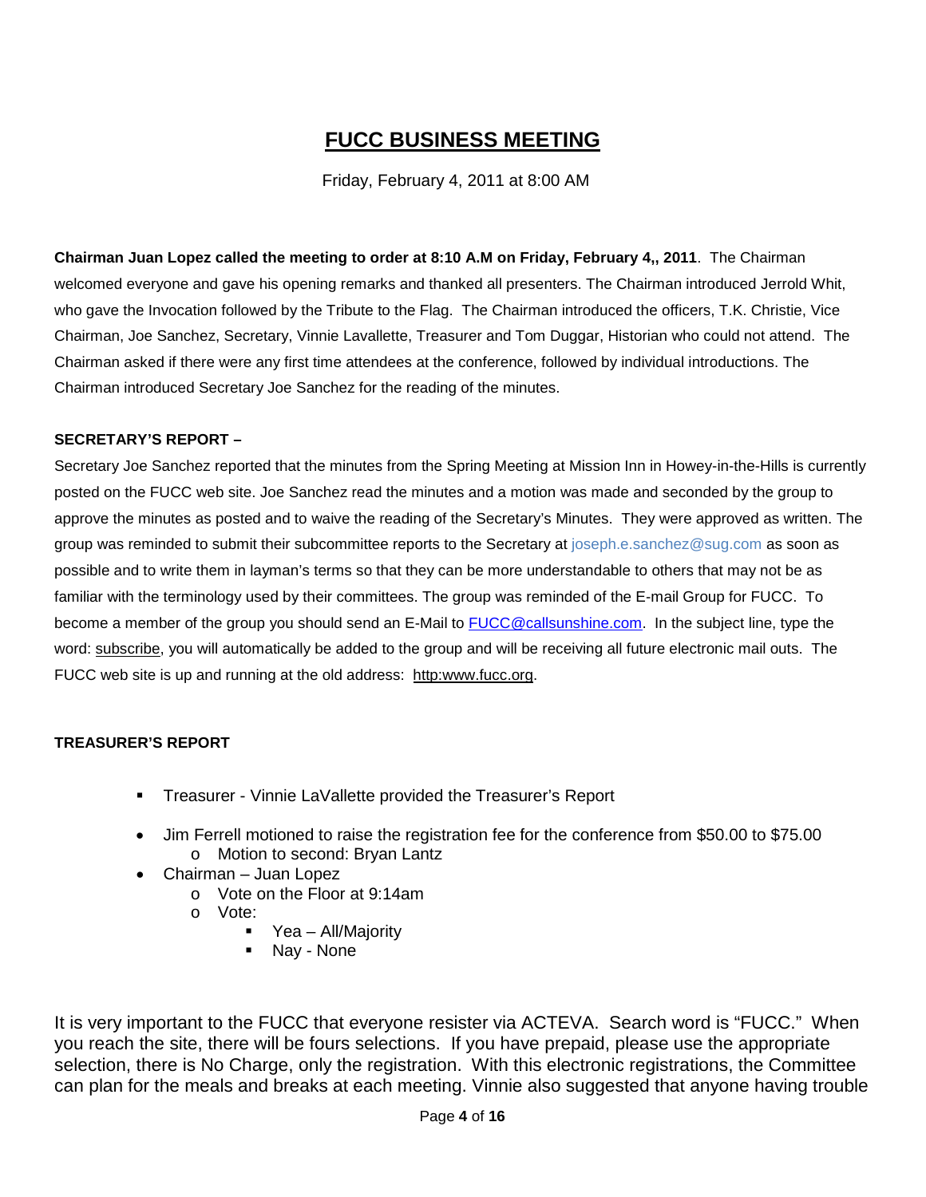# FUCC BUSINESS MEETING

Friday, February 4, 2011 at 8:00 AM

**Chairman Juan Lopez called the meeting to order at 8:10 A.M on Friday, February 4,, 2011**. The Chairman welcomed everyone and gave his opening remarks and thanked all presenters. The Chairman introduced Jerrold Whit, who gave the Invocation followed by the Tribute to the Flag. The Chairman introduced the officers, T.K. Christie, Vice Chairman, Joe Sanchez, Secretary, Vinnie Lavallette, Treasurer and Tom Duggar, Historian who could not attend. The Chairman asked if there were any first time attendees at the conference, followed by individual introductions. The Chairman introduced Secretary Joe Sanchez for the reading of the minutes.

**SECRETARY'S REPORT –**

Secretary Joe Sanchez reported that the minutes from the Spring Meeting at Mission Inn in Howey-in-the-Hills is currently posted on the FUCC web site. Joe Sanchez read the minutes and a motion was made and seconded by the group to approve the minutes as posted and to waive the reading of the Secretary's Minutes. They were approved as written. The group was reminded to submit their subcommittee reports to the Secretary at joseph.e.sanchez@sug.com as soon as possible and to write them in layman's terms so that they can be more understandable to others that may not be as familiar with the terminology used by their committees. The group was reminded of the E-mail Group for FUCC. To become a member of the group you should send an E-Mail to FUCC@callsunshine.com. In the subject line, type the word: subscribe, you will automatically be added to the group and will be receiving all future electronic mail outs. The FUCC web site is up and running at the old address: http:www.fucc.org.

**TREASURER'S REPORT**

- Treasurer - Vinnie LaVallette provided the Treasurer's Report

- Jim Ferrell motioned to raise the registration fee for the conference from $50.00 to $75.00
  - Motion to second: Bryan Lantz
- Chairman – Juan Lopez
  - Vote on the Floor at 9:14am
  - Vote:
    - Yea – All/Majority
    - Nay - None

It is very important to the FUCC that everyone resister via ACTEVA. Search word is "FUCC." When you reach the site, there will be fours selections. If you have prepaid, please use the appropriate selection, there is No Charge, only the registration. With this electronic registrations, the Committee can plan for the meals and breaks at each meeting. Vinnie also suggested that anyone having trouble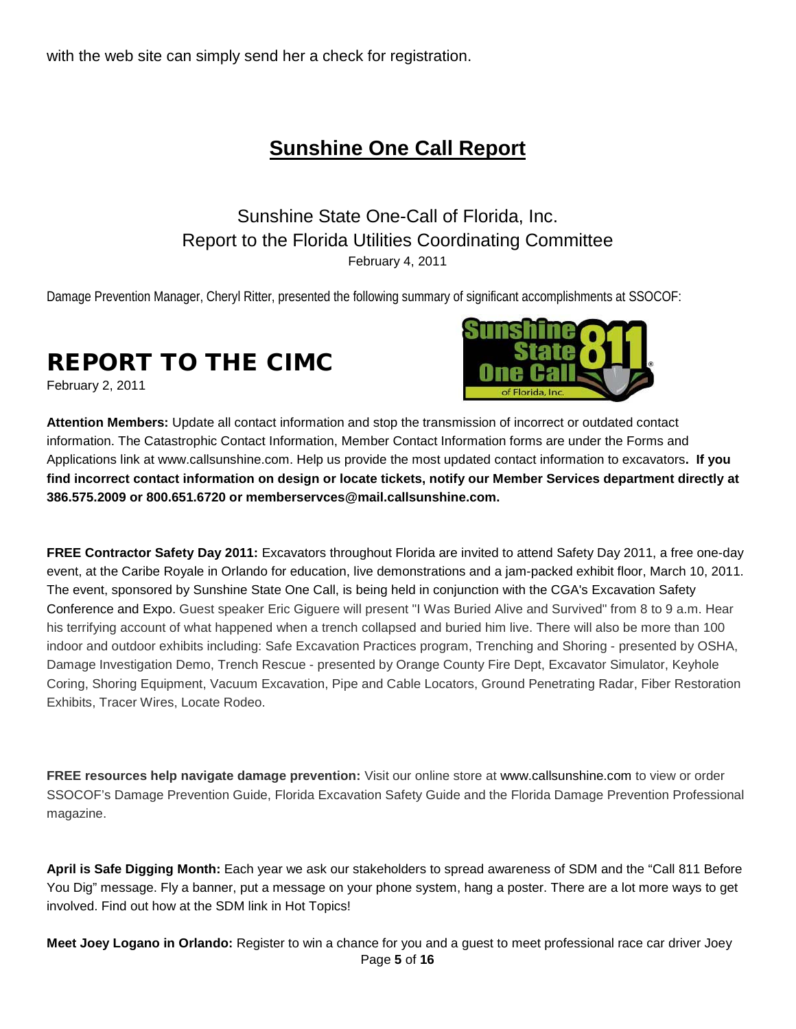with the web site can simply send her a check for registration.

## Sunshine One Call Report

Sunshine State One-Call of Florida, Inc.
Report to the Florida Utilities Coordinating Committee
February 4, 2011

Damage Prevention Manager, Cheryl Ritter, presented the following summary of significant accomplishments at SSOCOF:

# REPORT TO THE CIMC

February 2, 2011

**Attention Members:** Update all contact information and stop the transmission of incorrect or outdated contact information. The Catastrophic Contact Information, Member Contact Information forms are under the Forms and Applications link at www.callsunshine.com. Help us provide the most updated contact information to excavators**. If you find incorrect contact information on design or locate tickets, notify our Member Services department directly at 386.575.2009 or 800.651.6720 or memberservces@mail.callsunshine.com.**

**FREE Contractor Safety Day 2011:** Excavators throughout Florida are invited to attend Safety Day 2011, a free one-day event, at the Caribe Royale in Orlando for education, live demonstrations and a jam-packed exhibit floor, March 10, 2011. The event, sponsored by Sunshine State One Call, is being held in conjunction with the CGA's Excavation Safety Conference and Expo. Guest speaker Eric Giguere will present "I Was Buried Alive and Survived" from 8 to 9 a.m. Hear his terrifying account of what happened when a trench collapsed and buried him live. There will also be more than 100 indoor and outdoor exhibits including: Safe Excavation Practices program, Trenching and Shoring - presented by OSHA, Damage Investigation Demo, Trench Rescue - presented by Orange County Fire Dept, Excavator Simulator, Keyhole Coring, Shoring Equipment, Vacuum Excavation, Pipe and Cable Locators, Ground Penetrating Radar, Fiber Restoration Exhibits, Tracer Wires, Locate Rodeo.

**FREE resources help navigate damage prevention:** Visit our online store at www.callsunshine.com to view or order SSOCOF's Damage Prevention Guide, Florida Excavation Safety Guide and the Florida Damage Prevention Professional magazine.

**April is Safe Digging Month:** Each year we ask our stakeholders to spread awareness of SDM and the "Call 811 Before You Dig" message. Fly a banner, put a message on your phone system, hang a poster. There are a lot more ways to get involved. Find out how at the SDM link in Hot Topics!

**Meet Joey Logano in Orlando:** Register to win a chance for you and a guest to meet professional race car driver Joey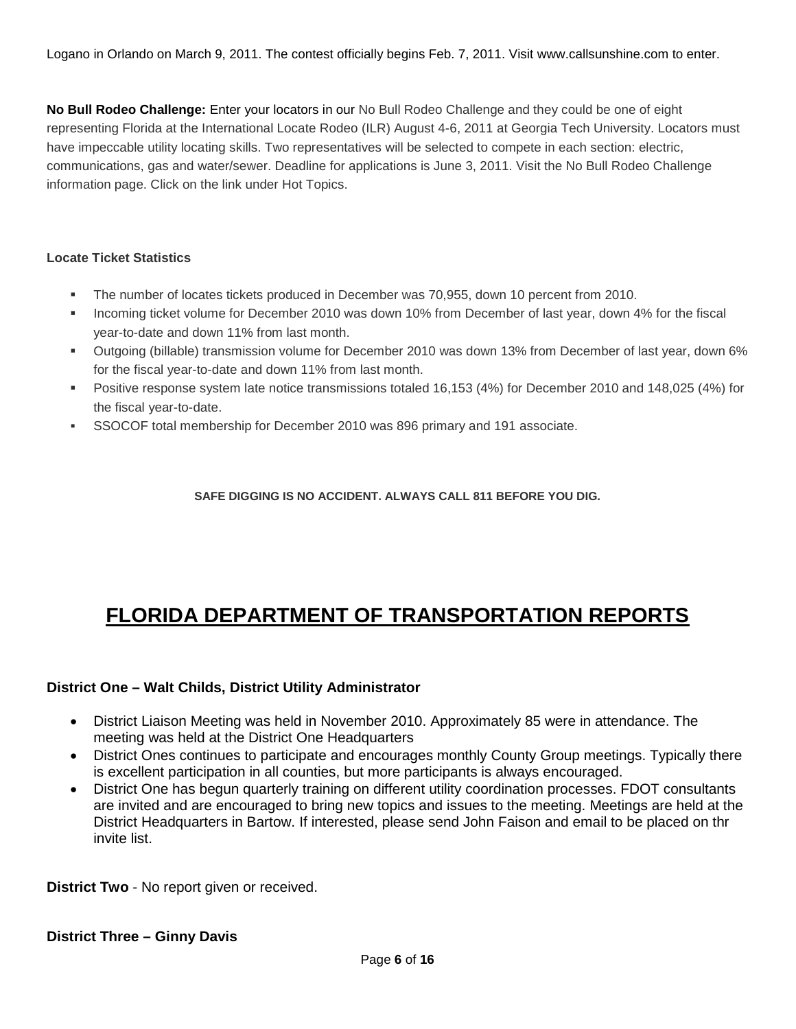Logano in Orlando on March 9, 2011. The contest officially begins Feb. 7, 2011. Visit www.callsunshine.com to enter.

**No Bull Rodeo Challenge:** Enter your locators in our No Bull Rodeo Challenge and they could be one of eight representing Florida at the International Locate Rodeo (ILR) August 4-6, 2011 at Georgia Tech University. Locators must have impeccable utility locating skills. Two representatives will be selected to compete in each section: electric, communications, gas and water/sewer. Deadline for applications is June 3, 2011. Visit the No Bull Rodeo Challenge information page. Click on the link under Hot Topics.

**Locate Ticket Statistics**

- The number of locates tickets produced in December was 70,955, down 10 percent from 2010.
- Incoming ticket volume for December 2010 was down 10% from December of last year, down 4% for the fiscal year-to-date and down 11% from last month.
- Outgoing (billable) transmission volume for December 2010 was down 13% from December of last year, down 6% for the fiscal year-to-date and down 11% from last month.
- Positive response system late notice transmissions totaled 16,153 (4%) for December 2010 and 148,025 (4%) for the fiscal year-to-date.
- SSOCOF total membership for December 2010 was 896 primary and 191 associate.

**SAFE DIGGING IS NO ACCIDENT. ALWAYS CALL 811 BEFORE YOU DIG.**

# FLORIDA DEPARTMENT OF TRANSPORTATION REPORTS

**District One – Walt Childs, District Utility Administrator**

- District Liaison Meeting was held in November 2010. Approximately 85 were in attendance. The meeting was held at the District One Headquarters
- District Ones continues to participate and encourages monthly County Group meetings. Typically there is excellent participation in all counties, but more participants is always encouraged.
- District One has begun quarterly training on different utility coordination processes. FDOT consultants are invited and are encouraged to bring new topics and issues to the meeting. Meetings are held at the District Headquarters in Bartow. If interested, please send John Faison and email to be placed on thr invite list.

**District Two** - No report given or received.

**District Three – Ginny Davis**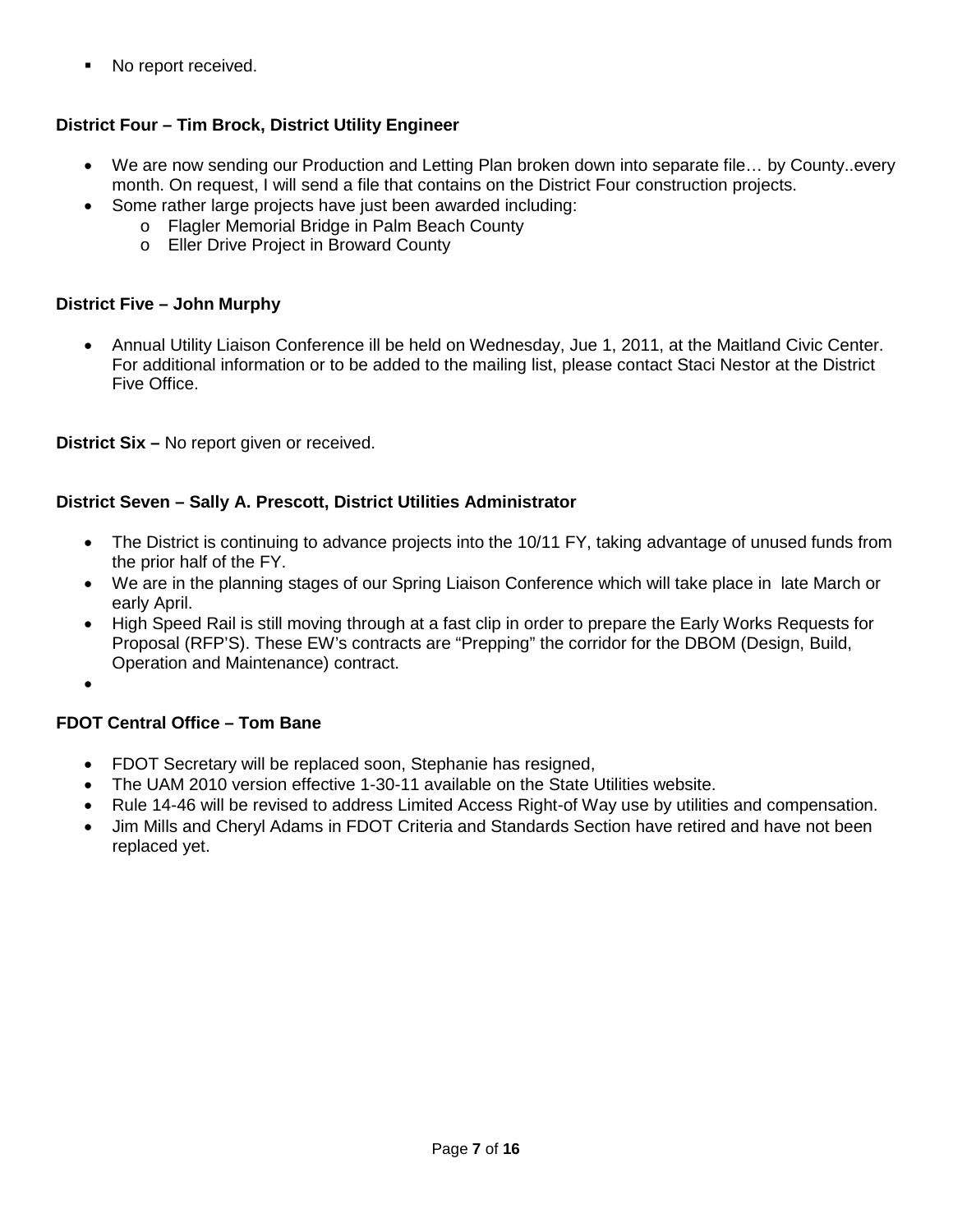- No report received.

**District Four – Tim Brock, District Utility Engineer**

- We are now sending our Production and Letting Plan broken down into separate file… by County..every month. On request, I will send a file that contains on the District Four construction projects.
- Some rather large projects have just been awarded including:
    - Flagler Memorial Bridge in Palm Beach County
    - Eller Drive Project in Broward County

**District Five – John Murphy**

- Annual Utility Liaison Conference ill be held on Wednesday, Jue 1, 2011, at the Maitland Civic Center. For additional information or to be added to the mailing list, please contact Staci Nestor at the District Five Office.

**District Six –** No report given or received.

**District Seven – Sally A. Prescott, District Utilities Administrator**

- The District is continuing to advance projects into the 10/11 FY, taking advantage of unused funds from the prior half of the FY.
- We are in the planning stages of our Spring Liaison Conference which will take place in late March or early April.
- High Speed Rail is still moving through at a fast clip in order to prepare the Early Works Requests for Proposal (RFP'S). These EW's contracts are "Prepping" the corridor for the DBOM (Design, Build, Operation and Maintenance) contract.
-

**FDOT Central Office – Tom Bane**

- FDOT Secretary will be replaced soon, Stephanie has resigned,
- The UAM 2010 version effective 1-30-11 available on the State Utilities website.
- Rule 14-46 will be revised to address Limited Access Right-of Way use by utilities and compensation.
- Jim Mills and Cheryl Adams in FDOT Criteria and Standards Section have retired and have not been replaced yet.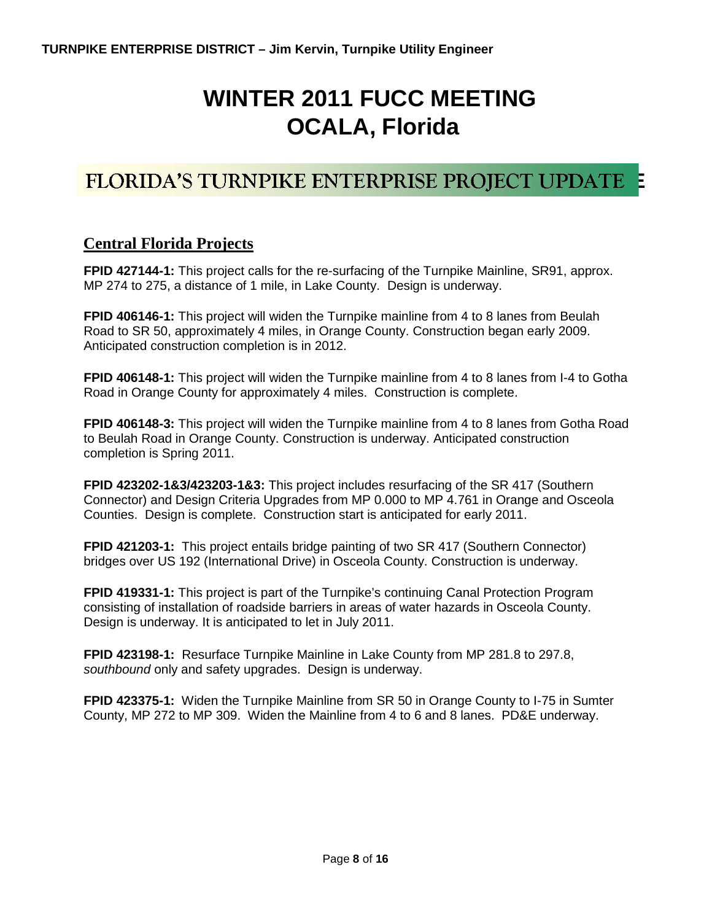**TURNPIKE ENTERPRISE DISTRICT – Jim Kervin, Turnpike Utility Engineer**

# WINTER 2011 FUCC MEETING
# OCALA, Florida

## FLORIDA'S TURNPIKE ENTERPRISE PROJECT UPDATE

### Central Florida Projects

**FPID 427144-1:** This project calls for the re-surfacing of the Turnpike Mainline, SR91, approx. MP 274 to 275, a distance of 1 mile, in Lake County. Design is underway.

**FPID 406146-1:** This project will widen the Turnpike mainline from 4 to 8 lanes from Beulah Road to SR 50, approximately 4 miles, in Orange County. Construction began early 2009. Anticipated construction completion is in 2012.

**FPID 406148-1:** This project will widen the Turnpike mainline from 4 to 8 lanes from I-4 to Gotha Road in Orange County for approximately 4 miles. Construction is complete.

**FPID 406148-3:** This project will widen the Turnpike mainline from 4 to 8 lanes from Gotha Road to Beulah Road in Orange County. Construction is underway. Anticipated construction completion is Spring 2011.

**FPID 423202-1&3/423203-1&3:** This project includes resurfacing of the SR 417 (Southern Connector) and Design Criteria Upgrades from MP 0.000 to MP 4.761 in Orange and Osceola Counties. Design is complete. Construction start is anticipated for early 2011.

**FPID 421203-1:** This project entails bridge painting of two SR 417 (Southern Connector) bridges over US 192 (International Drive) in Osceola County. Construction is underway.

**FPID 419331-1:** This project is part of the Turnpike's continuing Canal Protection Program consisting of installation of roadside barriers in areas of water hazards in Osceola County. Design is underway. It is anticipated to let in July 2011.

**FPID 423198-1:** Resurface Turnpike Mainline in Lake County from MP 281.8 to 297.8, *southbound* only and safety upgrades. Design is underway.

**FPID 423375-1:** Widen the Turnpike Mainline from SR 50 in Orange County to I-75 in Sumter County, MP 272 to MP 309. Widen the Mainline from 4 to 6 and 8 lanes. PD&E underway.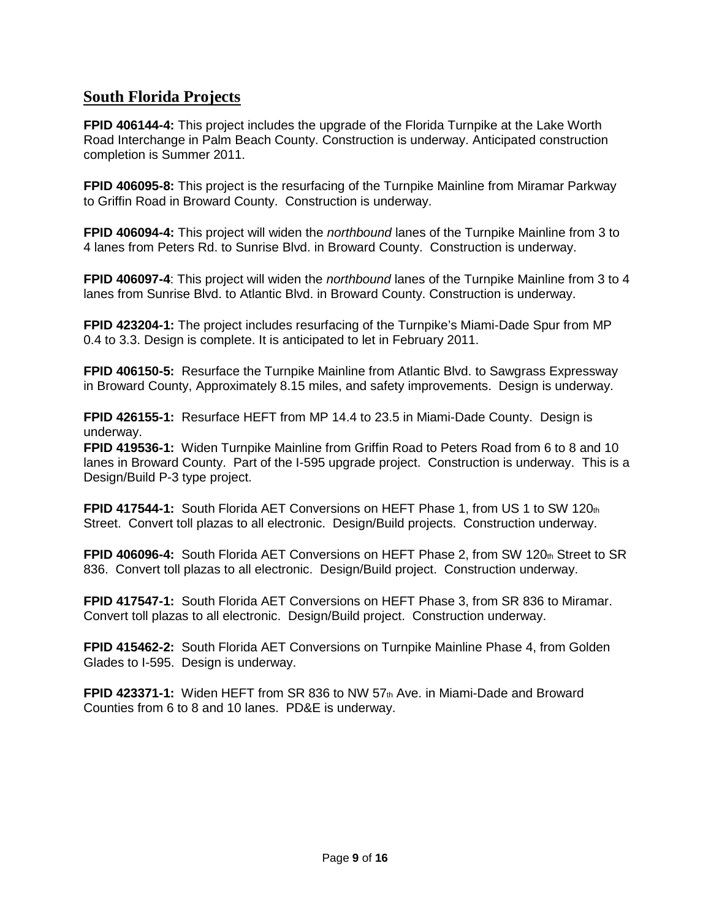## South Florida Projects

**FPID 406144-4:** This project includes the upgrade of the Florida Turnpike at the Lake Worth Road Interchange in Palm Beach County. Construction is underway. Anticipated construction completion is Summer 2011.

**FPID 406095-8:** This project is the resurfacing of the Turnpike Mainline from Miramar Parkway to Griffin Road in Broward County. Construction is underway.

**FPID 406094-4:** This project will widen the *northbound* lanes of the Turnpike Mainline from 3 to 4 lanes from Peters Rd. to Sunrise Blvd. in Broward County. Construction is underway.

**FPID 406097-4**: This project will widen the *northbound* lanes of the Turnpike Mainline from 3 to 4 lanes from Sunrise Blvd. to Atlantic Blvd. in Broward County. Construction is underway.

**FPID 423204-1:** The project includes resurfacing of the Turnpike's Miami-Dade Spur from MP 0.4 to 3.3. Design is complete. It is anticipated to let in February 2011.

**FPID 406150-5:** Resurface the Turnpike Mainline from Atlantic Blvd. to Sawgrass Expressway in Broward County, Approximately 8.15 miles, and safety improvements. Design is underway.

**FPID 426155-1:** Resurface HEFT from MP 14.4 to 23.5 in Miami-Dade County. Design is underway.

**FPID 419536-1:** Widen Turnpike Mainline from Griffin Road to Peters Road from 6 to 8 and 10 lanes in Broward County. Part of the I-595 upgrade project. Construction is underway. This is a Design/Build P-3 type project.

**FPID 417544-1:** South Florida AET Conversions on HEFT Phase 1, from US 1 to SW 120th Street. Convert toll plazas to all electronic. Design/Build projects. Construction underway.

**FPID 406096-4:** South Florida AET Conversions on HEFT Phase 2, from SW 120th Street to SR 836. Convert toll plazas to all electronic. Design/Build project. Construction underway.

**FPID 417547-1:** South Florida AET Conversions on HEFT Phase 3, from SR 836 to Miramar. Convert toll plazas to all electronic. Design/Build project. Construction underway.

**FPID 415462-2:** South Florida AET Conversions on Turnpike Mainline Phase 4, from Golden Glades to I-595. Design is underway.

**FPID 423371-1:** Widen HEFT from SR 836 to NW 57th Ave. in Miami-Dade and Broward Counties from 6 to 8 and 10 lanes. PD&E is underway.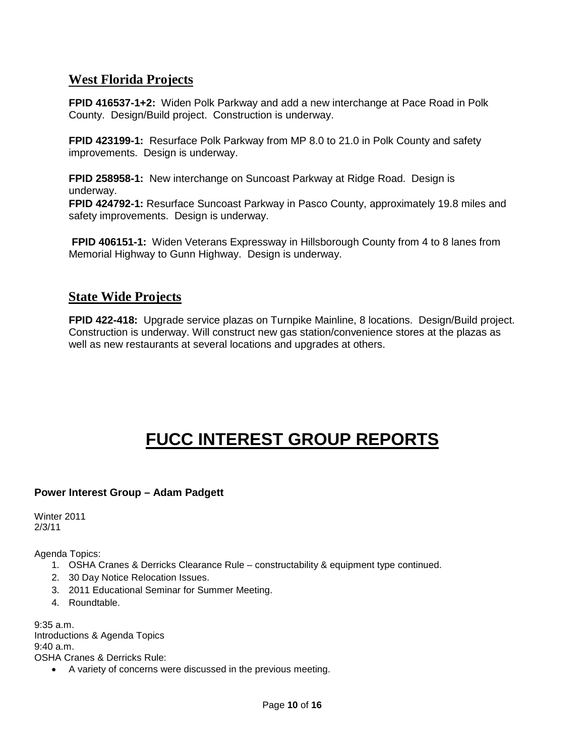## West Florida Projects

**FPID 416537-1+2:** Widen Polk Parkway and add a new interchange at Pace Road in Polk County. Design/Build project. Construction is underway.

**FPID 423199-1:** Resurface Polk Parkway from MP 8.0 to 21.0 in Polk County and safety improvements. Design is underway.

**FPID 258958-1:** New interchange on Suncoast Parkway at Ridge Road. Design is underway.
**FPID 424792-1:** Resurface Suncoast Parkway in Pasco County, approximately 19.8 miles and safety improvements. Design is underway.

**FPID 406151-1:** Widen Veterans Expressway in Hillsborough County from 4 to 8 lanes from Memorial Highway to Gunn Highway. Design is underway.

## State Wide Projects

**FPID 422-418:** Upgrade service plazas on Turnpike Mainline, 8 locations. Design/Build project. Construction is underway. Will construct new gas station/convenience stores at the plazas as well as new restaurants at several locations and upgrades at others.

# FUCC INTEREST GROUP REPORTS

**Power Interest Group – Adam Padgett**

Winter 2011
2/3/11

Agenda Topics:

1. OSHA Cranes & Derricks Clearance Rule – constructability & equipment type continued.
2. 30 Day Notice Relocation Issues.
3. 2011 Educational Seminar for Summer Meeting.
4. Roundtable.

9:35 a.m.
Introductions & Agenda Topics
9:40 a.m.
OSHA Cranes & Derricks Rule:

- A variety of concerns were discussed in the previous meeting.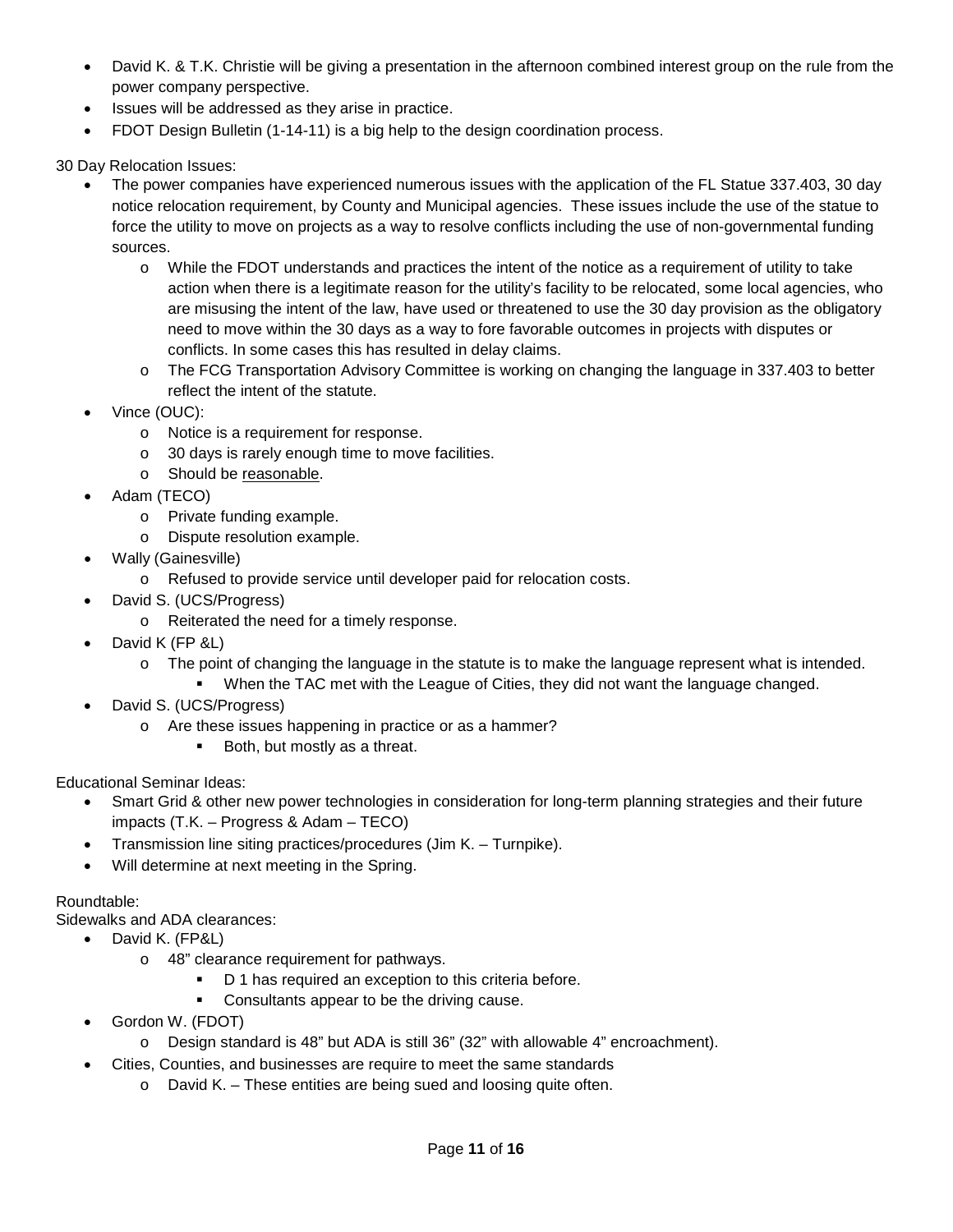- David K. & T.K. Christie will be giving a presentation in the afternoon combined interest group on the rule from the power company perspective.
- Issues will be addressed as they arise in practice.
- FDOT Design Bulletin (1-14-11) is a big help to the design coordination process.

30 Day Relocation Issues:

- The power companies have experienced numerous issues with the application of the FL Statue 337.403, 30 day notice relocation requirement, by County and Municipal agencies. These issues include the use of the statue to force the utility to move on projects as a way to resolve conflicts including the use of non-governmental funding sources.
    - While the FDOT understands and practices the intent of the notice as a requirement of utility to take action when there is a legitimate reason for the utility's facility to be relocated, some local agencies, who are misusing the intent of the law, have used or threatened to use the 30 day provision as the obligatory need to move within the 30 days as a way to fore favorable outcomes in projects with disputes or conflicts. In some cases this has resulted in delay claims.
    - The FCG Transportation Advisory Committee is working on changing the language in 337.403 to better reflect the intent of the statute.
- Vince (OUC):
    - Notice is a requirement for response.
    - 30 days is rarely enough time to move facilities.
    - Should be <u>reasonable</u>.
- Adam (TECO)
    - Private funding example.
    - Dispute resolution example.
- Wally (Gainesville)
    - Refused to provide service until developer paid for relocation costs.
- David S. (UCS/Progress)
    - Reiterated the need for a timely response.
- David K (FP &L)
    - The point of changing the language in the statute is to make the language represent what is intended.
        - When the TAC met with the League of Cities, they did not want the language changed.
- David S. (UCS/Progress)
    - Are these issues happening in practice or as a hammer?
        - Both, but mostly as a threat.

Educational Seminar Ideas:

- Smart Grid & other new power technologies in consideration for long-term planning strategies and their future impacts (T.K. – Progress & Adam – TECO)
- Transmission line siting practices/procedures (Jim K. – Turnpike).
- Will determine at next meeting in the Spring.

Roundtable:

Sidewalks and ADA clearances:

- David K. (FP&L)
    - 48" clearance requirement for pathways.
        - D 1 has required an exception to this criteria before.
        - Consultants appear to be the driving cause.
- Gordon W. (FDOT)
    - Design standard is 48" but ADA is still 36" (32" with allowable 4" encroachment).
- Cities, Counties, and businesses are require to meet the same standards
    - David K. – These entities are being sued and loosing quite often.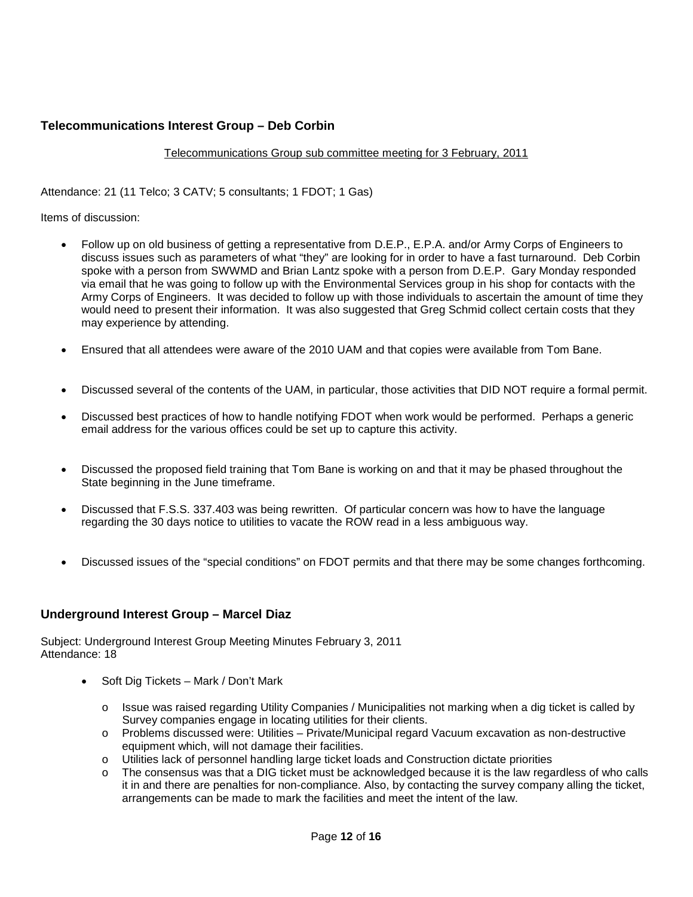### Telecommunications Interest Group – Deb Corbin

Telecommunications Group sub committee meeting for 3 February, 2011

Attendance: 21 (11 Telco; 3 CATV; 5 consultants; 1 FDOT; 1 Gas)

Items of discussion:

- Follow up on old business of getting a representative from D.E.P., E.P.A. and/or Army Corps of Engineers to discuss issues such as parameters of what "they" are looking for in order to have a fast turnaround. Deb Corbin spoke with a person from SWWMD and Brian Lantz spoke with a person from D.E.P. Gary Monday responded via email that he was going to follow up with the Environmental Services group in his shop for contacts with the Army Corps of Engineers. It was decided to follow up with those individuals to ascertain the amount of time they would need to present their information. It was also suggested that Greg Schmid collect certain costs that they may experience by attending.
- Ensured that all attendees were aware of the 2010 UAM and that copies were available from Tom Bane.
- Discussed several of the contents of the UAM, in particular, those activities that DID NOT require a formal permit.
- Discussed best practices of how to handle notifying FDOT when work would be performed. Perhaps a generic email address for the various offices could be set up to capture this activity.
- Discussed the proposed field training that Tom Bane is working on and that it may be phased throughout the State beginning in the June timeframe.
- Discussed that F.S.S. 337.403 was being rewritten. Of particular concern was how to have the language regarding the 30 days notice to utilities to vacate the ROW read in a less ambiguous way.
- Discussed issues of the "special conditions" on FDOT permits and that there may be some changes forthcoming.

### Underground Interest Group – Marcel Diaz

Subject: Underground Interest Group Meeting Minutes February 3, 2011
Attendance: 18

- Soft Dig Tickets – Mark / Don't Mark
  - Issue was raised regarding Utility Companies / Municipalities not marking when a dig ticket is called by Survey companies engage in locating utilities for their clients.
  - Problems discussed were: Utilities – Private/Municipal regard Vacuum excavation as non-destructive equipment which, will not damage their facilities.
  - Utilities lack of personnel handling large ticket loads and Construction dictate priorities
  - The consensus was that a DIG ticket must be acknowledged because it is the law regardless of who calls it in and there are penalties for non-compliance. Also, by contacting the survey company alling the ticket, arrangements can be made to mark the facilities and meet the intent of the law.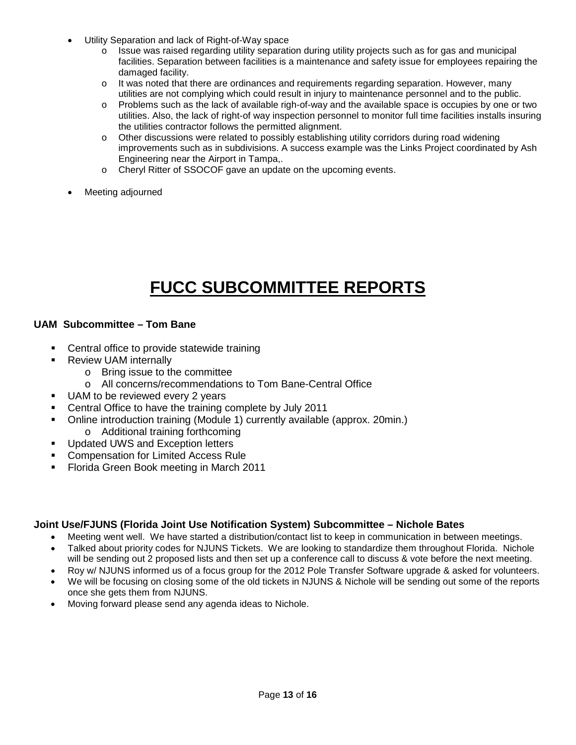- Utility Separation and lack of Right-of-Way space
  - Issue was raised regarding utility separation during utility projects such as for gas and municipal facilities. Separation between facilities is a maintenance and safety issue for employees repairing the damaged facility.
  - It was noted that there are ordinances and requirements regarding separation. However, many utilities are not complying which could result in injury to maintenance personnel and to the public.
  - Problems such as the lack of available righ-of-way and the available space is occupies by one or two utilities. Also, the lack of right-of way inspection personnel to monitor full time facilities installs insuring the utilities contractor follows the permitted alignment.
  - Other discussions were related to possibly establishing utility corridors during road widening improvements such as in subdivisions. A success example was the Links Project coordinated by Ash Engineering near the Airport in Tampa,.
  - Cheryl Ritter of SSOCOF gave an update on the upcoming events.
- Meeting adjourned

# FUCC SUBCOMMITTEE REPORTS

**UAM Subcommittee – Tom Bane**

- Central office to provide statewide training
- Review UAM internally
  - Bring issue to the committee
  - All concerns/recommendations to Tom Bane-Central Office
- UAM to be reviewed every 2 years
- Central Office to have the training complete by July 2011
- Online introduction training (Module 1) currently available (approx. 20min.)
  - Additional training forthcoming
- Updated UWS and Exception letters
- Compensation for Limited Access Rule
- Florida Green Book meeting in March 2011

**Joint Use/FJUNS (Florida Joint Use Notification System) Subcommittee – Nichole Bates**

- Meeting went well. We have started a distribution/contact list to keep in communication in between meetings.
- Talked about priority codes for NJUNS Tickets. We are looking to standardize them throughout Florida. Nichole will be sending out 2 proposed lists and then set up a conference call to discuss & vote before the next meeting.
- Roy w/ NJUNS informed us of a focus group for the 2012 Pole Transfer Software upgrade & asked for volunteers.
- We will be focusing on closing some of the old tickets in NJUNS & Nichole will be sending out some of the reports once she gets them from NJUNS.
- Moving forward please send any agenda ideas to Nichole.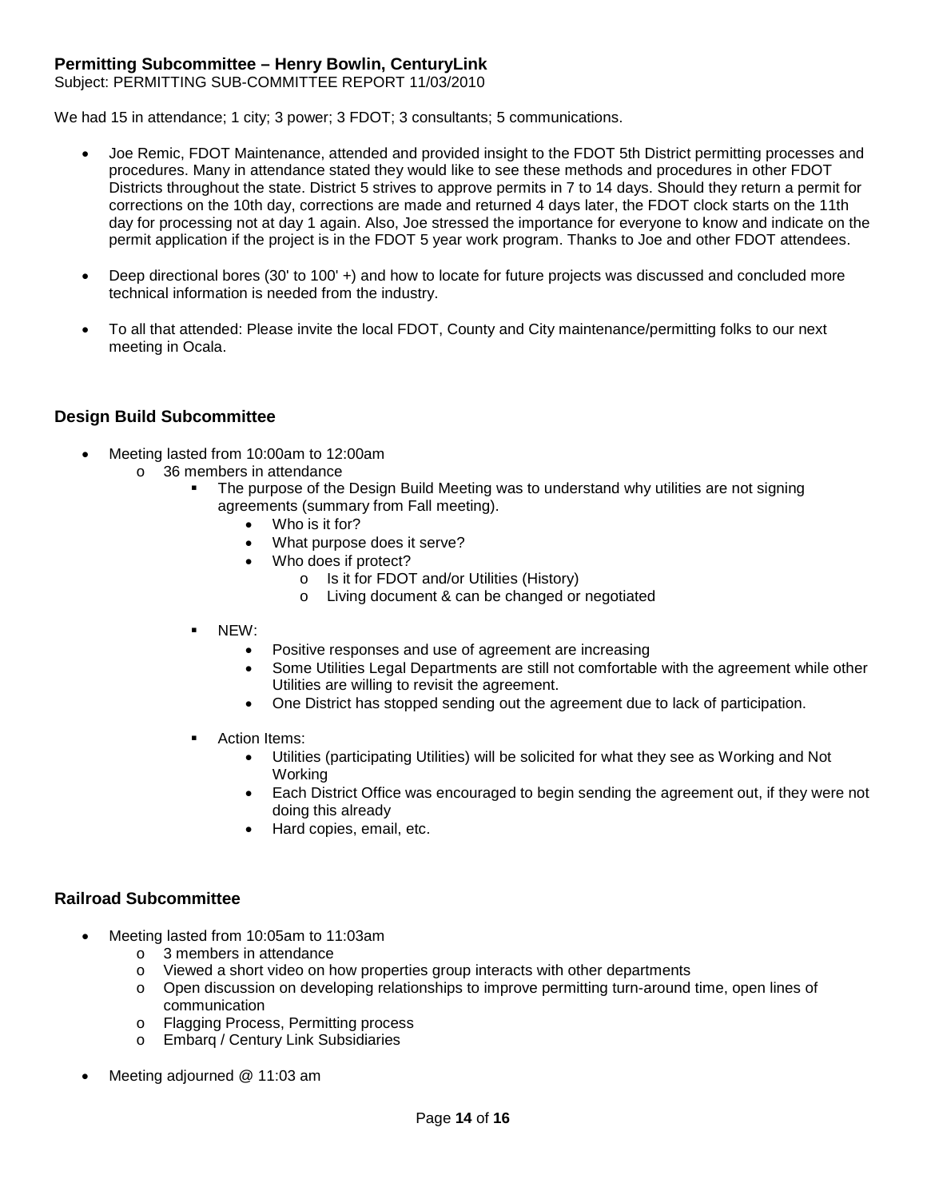### Permitting Subcommittee – Henry Bowlin, CenturyLink

Subject: PERMITTING SUB-COMMITTEE REPORT 11/03/2010

We had 15 in attendance; 1 city; 3 power; 3 FDOT; 3 consultants; 5 communications.

- Joe Remic, FDOT Maintenance, attended and provided insight to the FDOT 5th District permitting processes and procedures. Many in attendance stated they would like to see these methods and procedures in other FDOT Districts throughout the state. District 5 strives to approve permits in 7 to 14 days. Should they return a permit for corrections on the 10th day, corrections are made and returned 4 days later, the FDOT clock starts on the 11th day for processing not at day 1 again. Also, Joe stressed the importance for everyone to know and indicate on the permit application if the project is in the FDOT 5 year work program. Thanks to Joe and other FDOT attendees.
- Deep directional bores (30' to 100' +) and how to locate for future projects was discussed and concluded more technical information is needed from the industry.
- To all that attended: Please invite the local FDOT, County and City maintenance/permitting folks to our next meeting in Ocala.

### Design Build Subcommittee

- Meeting lasted from 10:00am to 12:00am
  - 36 members in attendance
    - The purpose of the Design Build Meeting was to understand why utilities are not signing agreements (summary from Fall meeting).
      - Who is it for?
      - What purpose does it serve?
      - Who does if protect?
        - Is it for FDOT and/or Utilities (History)
        - Living document & can be changed or negotiated
    - NEW:
      - Positive responses and use of agreement are increasing
      - Some Utilities Legal Departments are still not comfortable with the agreement while other Utilities are willing to revisit the agreement.
      - One District has stopped sending out the agreement due to lack of participation.
    - Action Items:
      - Utilities (participating Utilities) will be solicited for what they see as Working and Not Working
      - Each District Office was encouraged to begin sending the agreement out, if they were not doing this already
      - Hard copies, email, etc.

### Railroad Subcommittee

- Meeting lasted from 10:05am to 11:03am
  - 3 members in attendance
  - Viewed a short video on how properties group interacts with other departments
  - Open discussion on developing relationships to improve permitting turn-around time, open lines of communication
  - Flagging Process, Permitting process
  - Embarq / Century Link Subsidiaries
- Meeting adjourned @ 11:03 am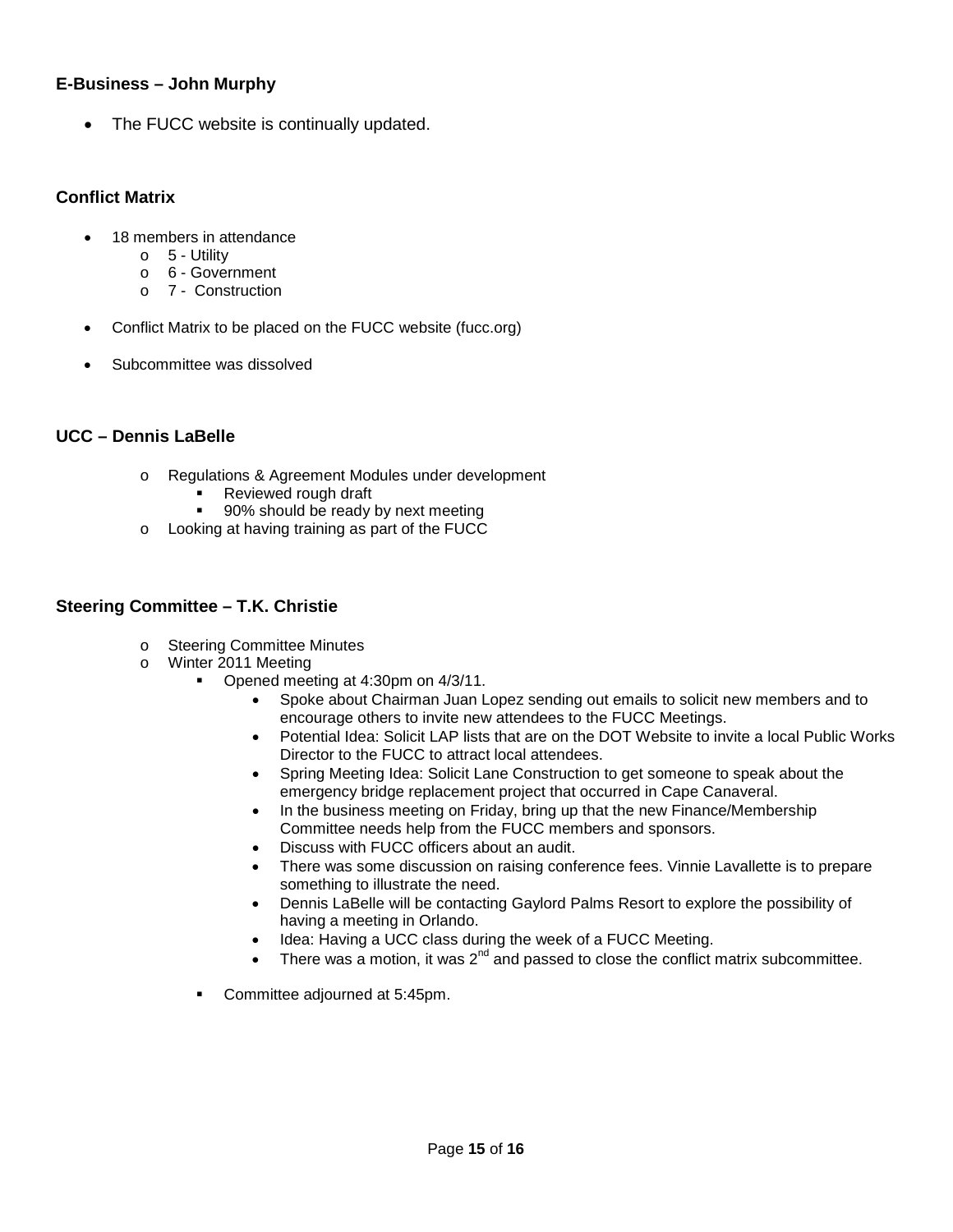### E-Business – John Murphy

- The FUCC website is continually updated.

### Conflict Matrix

- 18 members in attendance
  - 5 - Utility
  - 6 - Government
  - 7 - Construction
- Conflict Matrix to be placed on the FUCC website (fucc.org)
- Subcommittee was dissolved

### UCC – Dennis LaBelle

- Regulations & Agreement Modules under development
  - Reviewed rough draft
  - 90% should be ready by next meeting
- Looking at having training as part of the FUCC

### Steering Committee – T.K. Christie

- Steering Committee Minutes
- Winter 2011 Meeting
  - Opened meeting at 4:30pm on 4/3/11.
    - Spoke about Chairman Juan Lopez sending out emails to solicit new members and to encourage others to invite new attendees to the FUCC Meetings.
    - Potential Idea: Solicit LAP lists that are on the DOT Website to invite a local Public Works Director to the FUCC to attract local attendees.
    - Spring Meeting Idea: Solicit Lane Construction to get someone to speak about the emergency bridge replacement project that occurred in Cape Canaveral.
    - In the business meeting on Friday, bring up that the new Finance/Membership Committee needs help from the FUCC members and sponsors.
    - Discuss with FUCC officers about an audit.
    - There was some discussion on raising conference fees. Vinnie Lavallette is to prepare something to illustrate the need.
    - Dennis LaBelle will be contacting Gaylord Palms Resort to explore the possibility of having a meeting in Orlando.
    - Idea: Having a UCC class during the week of a FUCC Meeting.
    - There was a motion, it was 2nd and passed to close the conflict matrix subcommittee.
  - Committee adjourned at 5:45pm.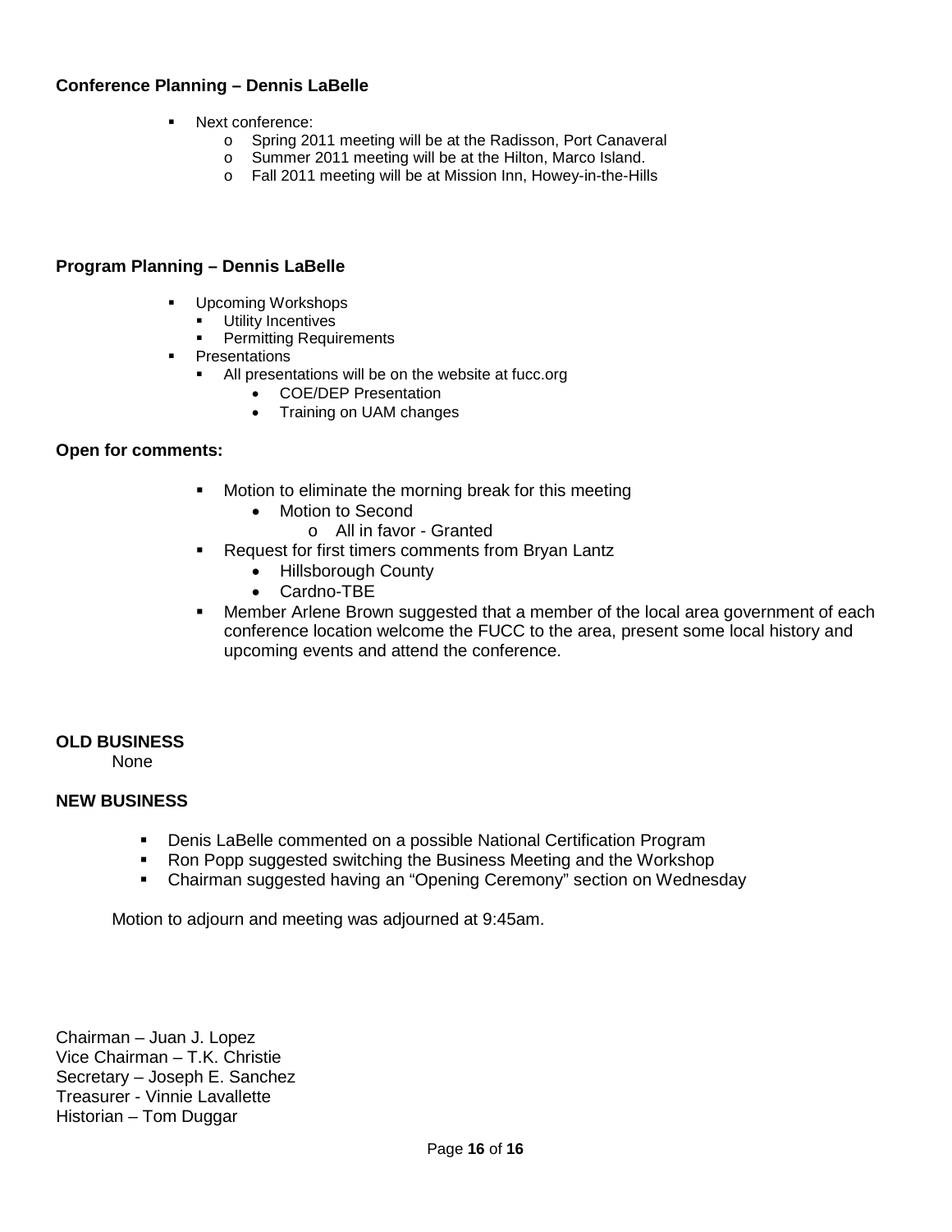**Conference Planning – Dennis LaBelle**

- Next conference:
  - Spring 2011 meeting will be at the Radisson, Port Canaveral
  - Summer 2011 meeting will be at the Hilton, Marco Island.
  - Fall 2011 meeting will be at Mission Inn, Howey-in-the-Hills

**Program Planning – Dennis LaBelle**

- Upcoming Workshops
  - Utility Incentives
  - Permitting Requirements
- Presentations
  - All presentations will be on the website at fucc.org
    - COE/DEP Presentation
    - Training on UAM changes

**Open for comments:**

- Motion to eliminate the morning break for this meeting
  - Motion to Second
    - All in favor - Granted
- Request for first timers comments from Bryan Lantz
  - Hillsborough County
  - Cardno-TBE
- Member Arlene Brown suggested that a member of the local area government of each conference location welcome the FUCC to the area, present some local history and upcoming events and attend the conference.

**OLD BUSINESS**

None

**NEW BUSINESS**

- Denis LaBelle commented on a possible National Certification Program
- Ron Popp suggested switching the Business Meeting and the Workshop
- Chairman suggested having an "Opening Ceremony" section on Wednesday

Motion to adjourn and meeting was adjourned at 9:45am.

Chairman – Juan J. Lopez
Vice Chairman – T.K. Christie
Secretary – Joseph E. Sanchez
Treasurer - Vinnie Lavallette
Historian – Tom Duggar